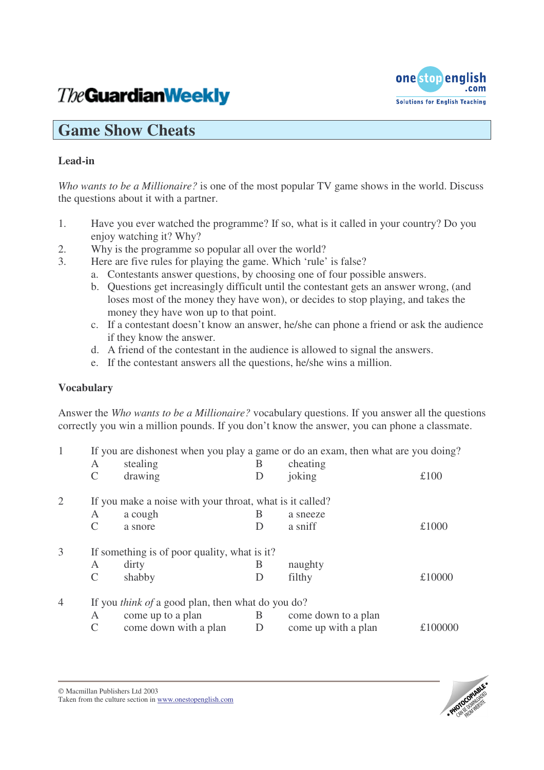# Game Show Cheats

## Lead-in

*Who wants to be a Millionaire?* is one of the most popular TV game shows in the world. Discuss the questions about it with a partner.

1. Have you ever watched the programme? If so, what is it called in your country? Do you enjoy watching it? Why?
2. Why is the programme so popular all over the world?
3. Here are five rules for playing the game. Which 'rule' is false?
   a. Contestants answer questions, by choosing one of four possible answers.
   b. Questions get increasingly difficult until the contestant gets an answer wrong, (and loses most of the money they have won), or decides to stop playing, and takes the money they have won up to that point.
   c. If a contestant doesn't know an answer, he/she can phone a friend or ask the audience if they know the answer.
   d. A friend of the contestant in the audience is allowed to signal the answers.
   e. If the contestant answers all the questions, he/she wins a million.

## Vocabulary

Answer the *Who wants to be a Millionaire?* vocabulary questions. If you answer all the questions correctly you win a million pounds. If you don't know the answer, you can phone a classmate.

1 If you are dishonest when you play a game or do an exam, then what are you doing?

| | | | | |
|---|---|---|---|---|
| A | stealing | B | cheating | |
| C | drawing | D | joking | £100 |

2 If you make a noise with your throat, what is it called?

| | | | | |
|---|---|---|---|---|
| A | a cough | B | a sneeze | |
| C | a snore | D | a sniff | £1000 |

3 If something is of poor quality, what is it?

| | | | | |
|---|---|---|---|---|
| A | dirty | B | naughty | |
| C | shabby | D | filthy | £10000 |

4 If you *think of* a good plan, then what do you do?

| | | | | |
|---|---|---|---|---|
| A | come up to a plan | B | come down to a plan | |
| C | come down with a plan | D | come up with a plan | £100000 |

© Macmillan Publishers Ltd 2003
Taken from the culture section in www.onestopenglish.com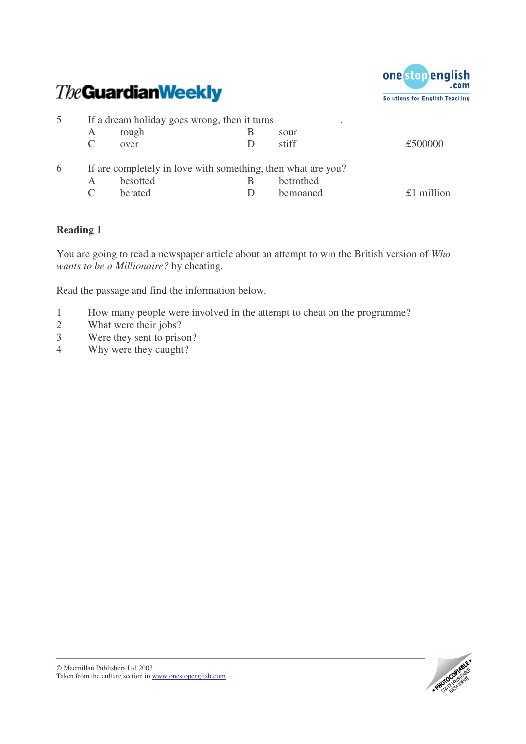5 If a dream holiday goes wrong, then it turns ____________.

| | | | | |
|---|---|---|---|---|
| A | rough | B | sour | |
| C | over | D | stiff | £500000 |

6 If are completely in love with something, then what are you?

| | | | | |
|---|---|---|---|---|
| A | besotted | B | betrothed | |
| C | berated | D | bemoaned | £1 million |

**Reading 1**

You are going to read a newspaper article about an attempt to win the British version of *Who wants to be a Millionaire?* by cheating.

Read the passage and find the information below.

1. How many people were involved in the attempt to cheat on the programme?
2. What were their jobs?
3. Were they sent to prison?
4. Why were they caught?

© Macmillan Publishers Ltd 2003
Taken from the culture section in www.onestopenglish.com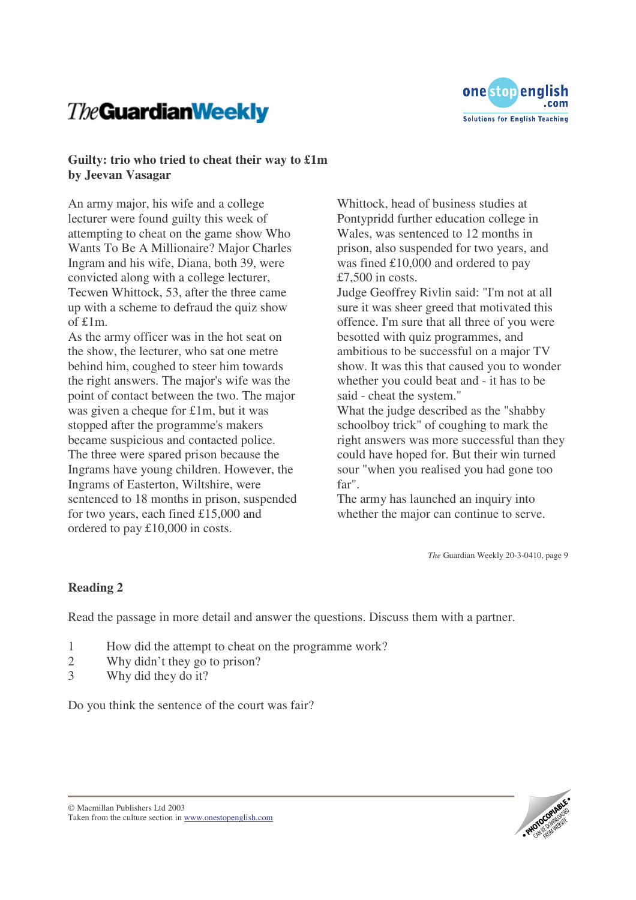**Guilty: trio who tried to cheat their way to £1m**
**by Jeevan Vasagar**

An army major, his wife and a college lecturer were found guilty this week of attempting to cheat on the game show Who Wants To Be A Millionaire? Major Charles Ingram and his wife, Diana, both 39, were convicted along with a college lecturer, Tecwen Whittock, 53, after the three came up with a scheme to defraud the quiz show of £1m.

As the army officer was in the hot seat on the show, the lecturer, who sat one metre behind him, coughed to steer him towards the right answers. The major's wife was the point of contact between the two. The major was given a cheque for £1m, but it was stopped after the programme's makers became suspicious and contacted police.

The three were spared prison because the Ingrams have young children. However, the Ingrams of Easterton, Wiltshire, were sentenced to 18 months in prison, suspended for two years, each fined £15,000 and ordered to pay £10,000 in costs.

Whittock, head of business studies at Pontypridd further education college in Wales, was sentenced to 12 months in prison, also suspended for two years, and was fined £10,000 and ordered to pay £7,500 in costs.

Judge Geoffrey Rivlin said: "I'm not at all sure it was sheer greed that motivated this offence. I'm sure that all three of you were besotted with quiz programmes, and ambitious to be successful on a major TV show. It was this that caused you to wonder whether you could beat and - it has to be said - cheat the system."

What the judge described as the "shabby schoolboy trick" of coughing to mark the right answers was more successful than they could have hoped for. But their win turned sour "when you realised you had gone too far".

The army has launched an inquiry into whether the major can continue to serve.

*The* Guardian Weekly 20-3-0410, page 9

## Reading 2

Read the passage in more detail and answer the questions. Discuss them with a partner.

1. How did the attempt to cheat on the programme work?
2. Why didn't they go to prison?
3. Why did they do it?

Do you think the sentence of the court was fair?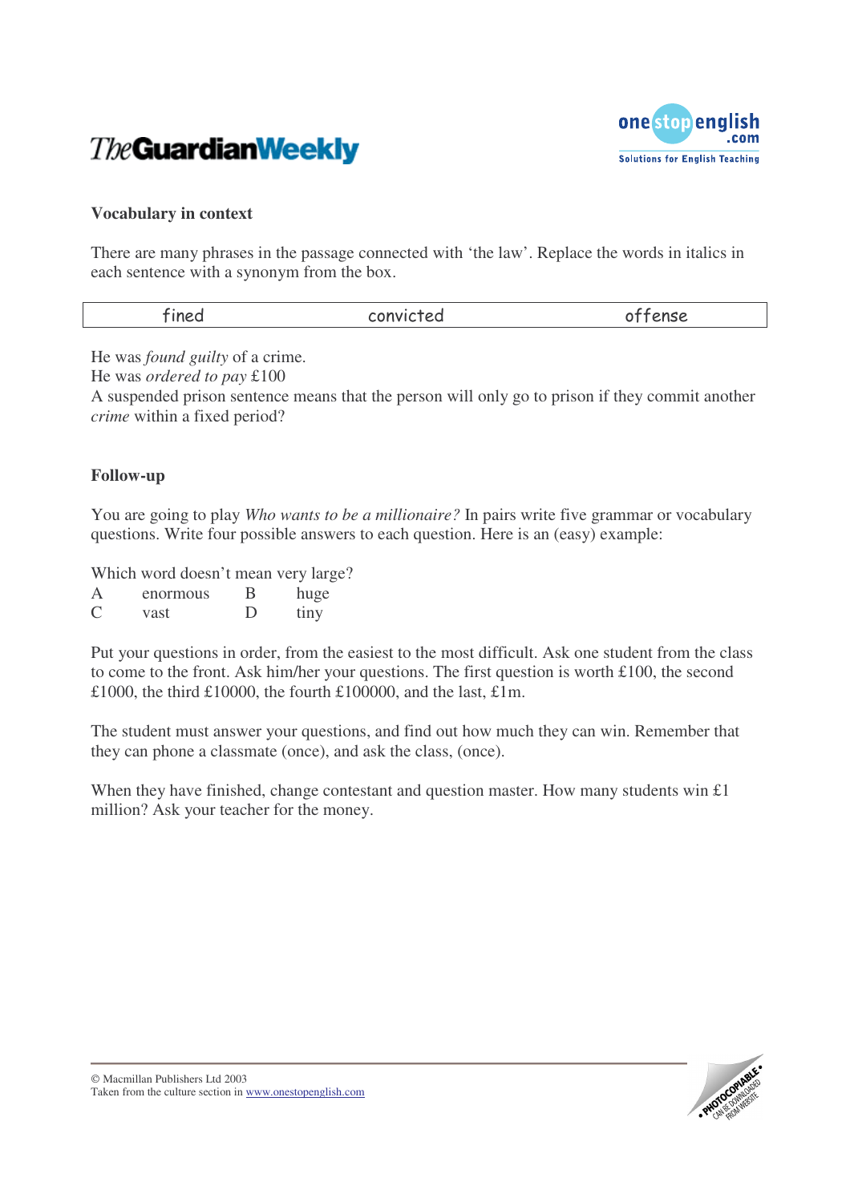### Vocabulary in context

There are many phrases in the passage connected with 'the law'. Replace the words in italics in each sentence with a synonym from the box.

| fined | convicted | offense |
|---|---|---|

He was *found guilty* of a crime.
He was *ordered to pay* £100
A suspended prison sentence means that the person will only go to prison if they commit another *crime* within a fixed period?

### Follow-up

You are going to play *Who wants to be a millionaire?* In pairs write five grammar or vocabulary questions. Write four possible answers to each question. Here is an (easy) example:

Which word doesn't mean very large?

| | | | |
|---|---|---|---|
| A | enormous | B | huge |
| C | vast | D | tiny |

Put your questions in order, from the easiest to the most difficult. Ask one student from the class to come to the front. Ask him/her your questions. The first question is worth £100, the second £1000, the third £10000, the fourth £100000, and the last, £1m.

The student must answer your questions, and find out how much they can win. Remember that they can phone a classmate (once), and ask the class, (once).

When they have finished, change contestant and question master. How many students win £1 million? Ask your teacher for the money.

© Macmillan Publishers Ltd 2003
Taken from the culture section in www.onestopenglish.com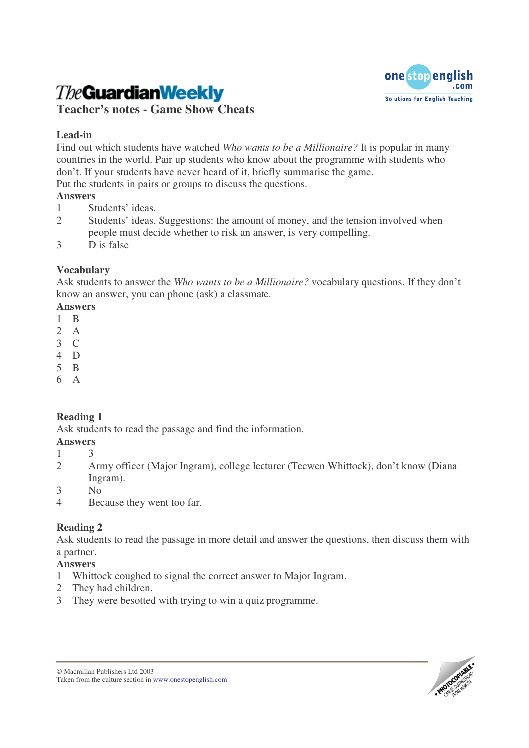# Teacher's notes - Game Show Cheats

## Lead-in

Find out which students have watched *Who wants to be a Millionaire?* It is popular in many countries in the world. Pair up students who know about the programme with students who don't. If your students have never heard of it, briefly summarise the game.

Put the students in pairs or groups to discuss the questions.

### Answers

1. Students' ideas.
2. Students' ideas. Suggestions: the amount of money, and the tension involved when people must decide whether to risk an answer, is very compelling.
3. D is false

## Vocabulary

Ask students to answer the *Who wants to be a Millionaire?* vocabulary questions. If they don't know an answer, you can phone (ask) a classmate.

### Answers

1. B
2. A
3. C
4. D
5. B
6. A

## Reading 1

Ask students to read the passage and find the information.

### Answers

1. 3
2. Army officer (Major Ingram), college lecturer (Tecwen Whittock), don't know (Diana Ingram).
3. No
4. Because they went too far.

## Reading 2

Ask students to read the passage in more detail and answer the questions, then discuss them with a partner.

### Answers

1. Whittock coughed to signal the correct answer to Major Ingram.
2. They had children.
3. They were besotted with trying to win a quiz programme.

© Macmillan Publishers Ltd 2003
Taken from the culture section in www.onestopenglish.com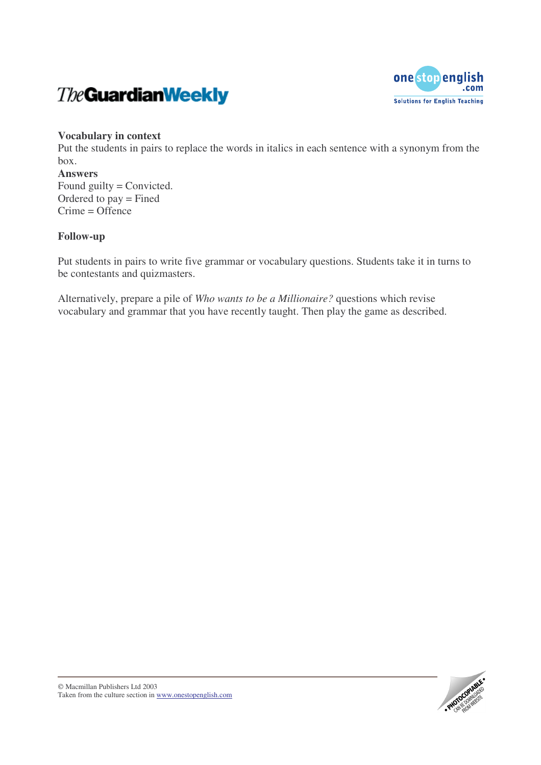**Vocabulary in context**
Put the students in pairs to replace the words in italics in each sentence with a synonym from the box.

**Answers**
Found guilty = Convicted.
Ordered to pay = Fined
Crime = Offence

**Follow-up**

Put students in pairs to write five grammar or vocabulary questions. Students take it in turns to be contestants and quizmasters.

Alternatively, prepare a pile of *Who wants to be a Millionaire?* questions which revise vocabulary and grammar that you have recently taught. Then play the game as described.

© Macmillan Publishers Ltd 2003
Taken from the culture section in www.onestopenglish.com